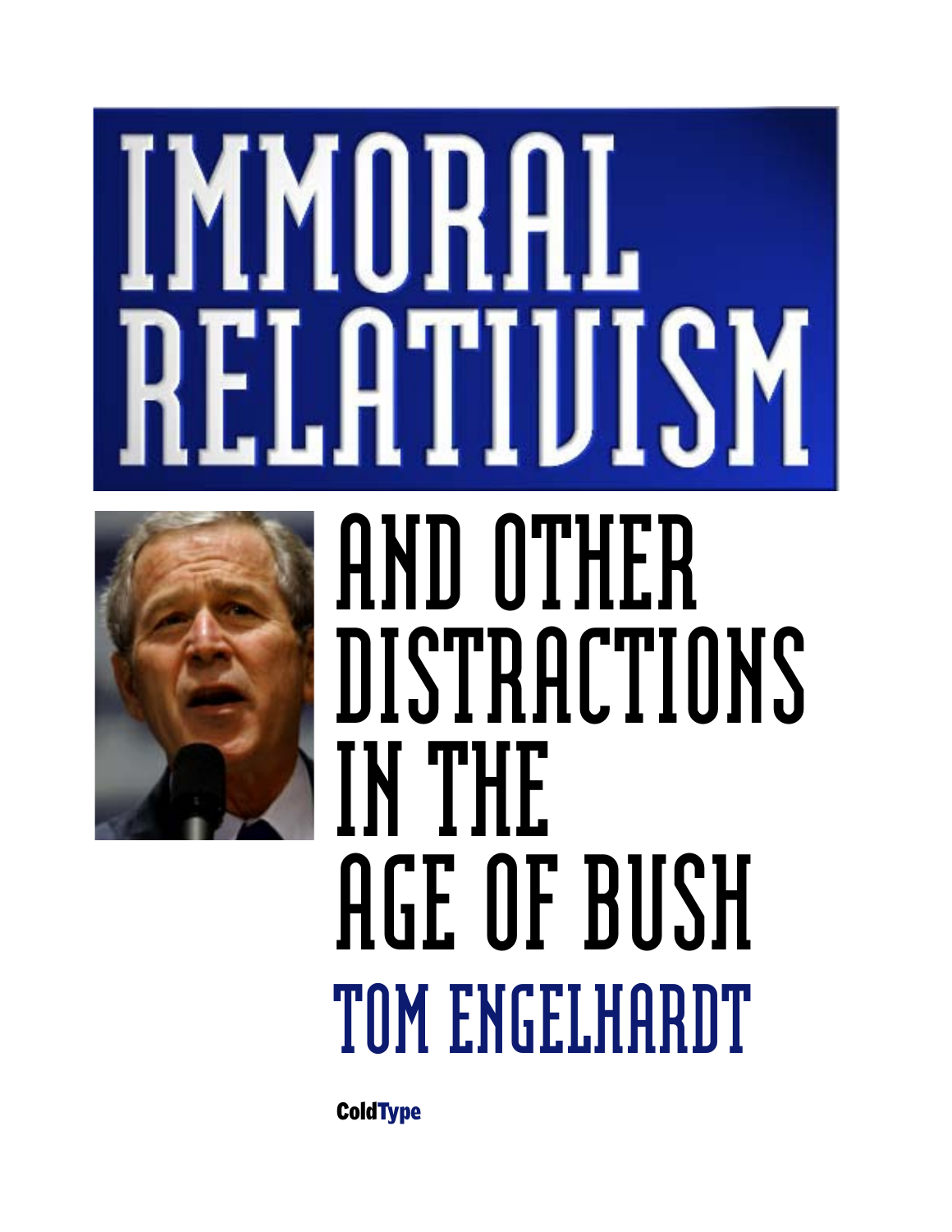# IMMORAL RELATIVISM

## AND OTHER DISTRACTIONS IN THE AGE OF BUSH

### TOM ENGELHARDT

**ColdType**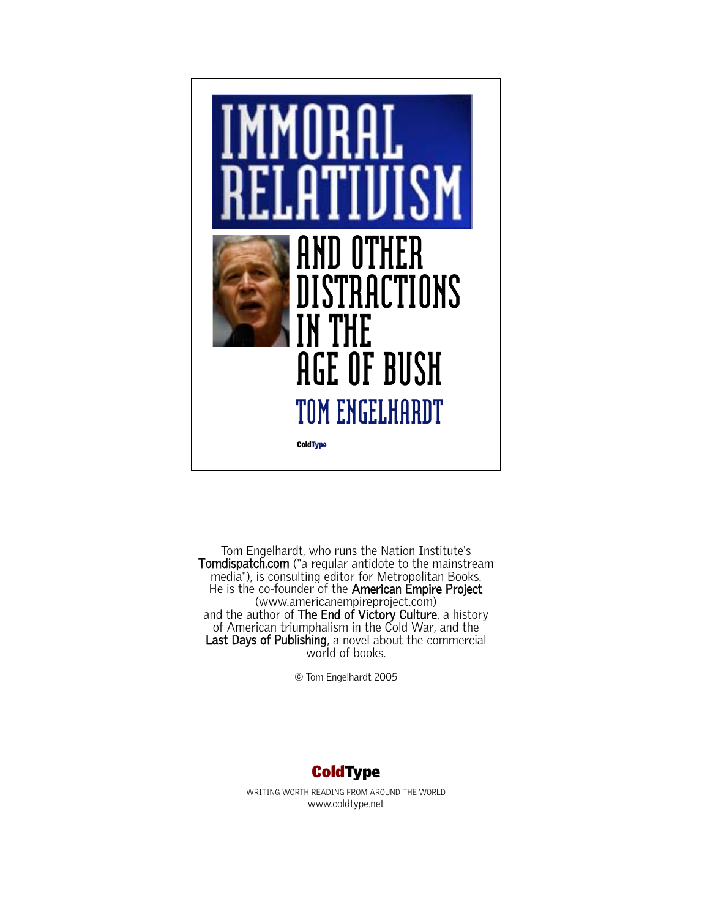# IMMORAL RELATIVISM

## AND OTHER DISTRACTIONS IN THE AGE OF BUSH

### TOM ENGELHARDT

ColdType

Tom Engelhardt, who runs the Nation Institute's **Tomdispatch.com** ("a regular antidote to the mainstream media"), is consulting editor for Metropolitan Books. He is the co-founder of the **American Empire Project** (www.americanempireproject.com) and the author of **The End of Victory Culture**, a history of American triumphalism in the Cold War, and the **Last Days of Publishing**, a novel about the commercial world of books.

© Tom Engelhardt 2005

**ColdType**

WRITING WORTH READING FROM AROUND THE WORLD
www.coldtype.net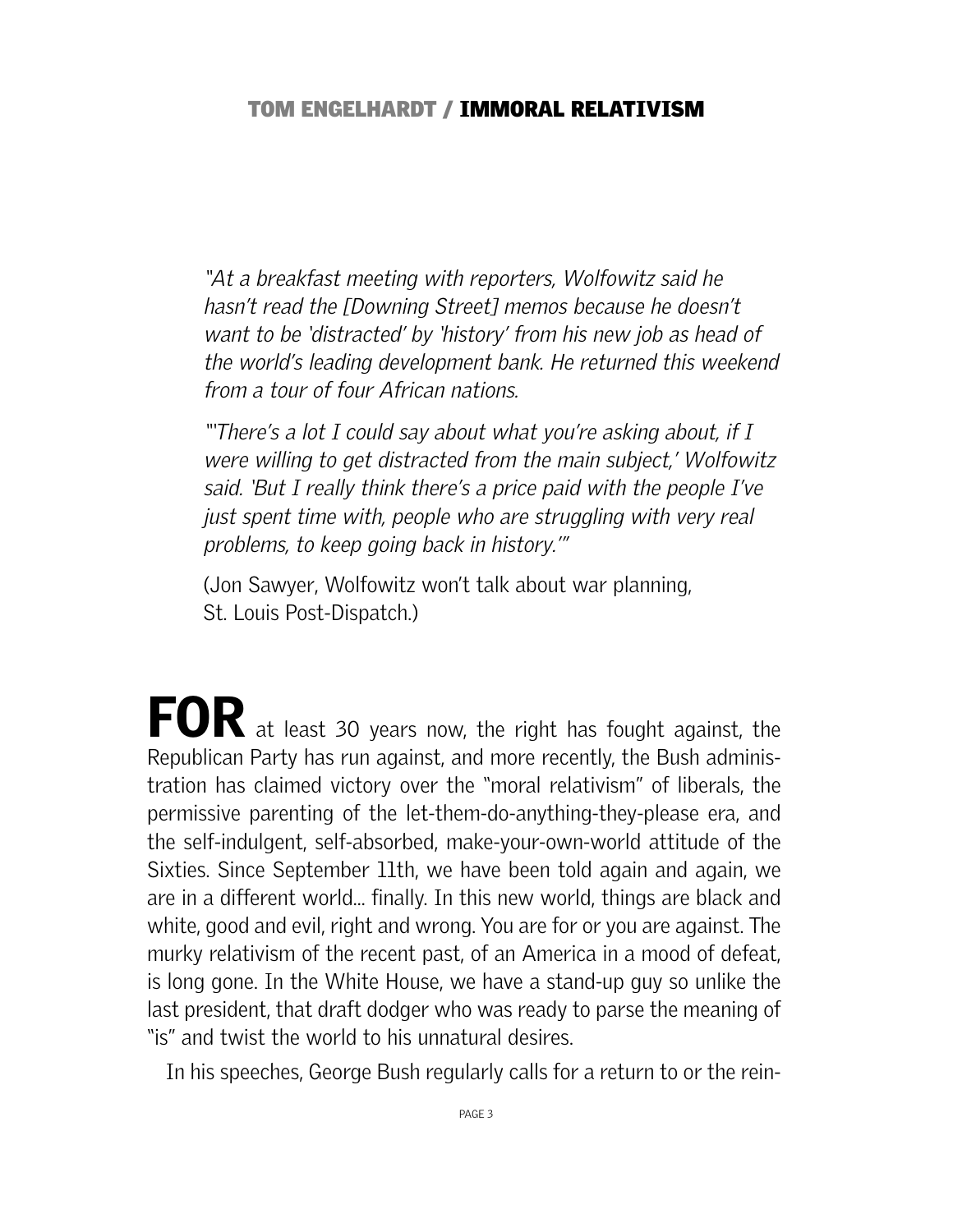*"At a breakfast meeting with reporters, Wolfowitz said he hasn't read the [Downing Street] memos because he doesn't want to be 'distracted' by 'history' from his new job as head of the world's leading development bank. He returned this weekend from a tour of four African nations.*

*"'There's a lot I could say about what you're asking about, if I were willing to get distracted from the main subject,' Wolfowitz said. 'But I really think there's a price paid with the people I've just spent time with, people who are struggling with very real problems, to keep going back in history.'"*

(Jon Sawyer, Wolfowitz won't talk about war planning, St. Louis Post-Dispatch.)

**FOR** at least 30 years now, the right has fought against, the Republican Party has run against, and more recently, the Bush administration has claimed victory over the "moral relativism" of liberals, the permissive parenting of the let-them-do-anything-they-please era, and the self-indulgent, self-absorbed, make-your-own-world attitude of the Sixties. Since September 11th, we have been told again and again, we are in a different world... finally. In this new world, things are black and white, good and evil, right and wrong. You are for or you are against. The murky relativism of the recent past, of an America in a mood of defeat, is long gone. In the White House, we have a stand-up guy so unlike the last president, that draft dodger who was ready to parse the meaning of "is" and twist the world to his unnatural desires.

In his speeches, George Bush regularly calls for a return to or the rein-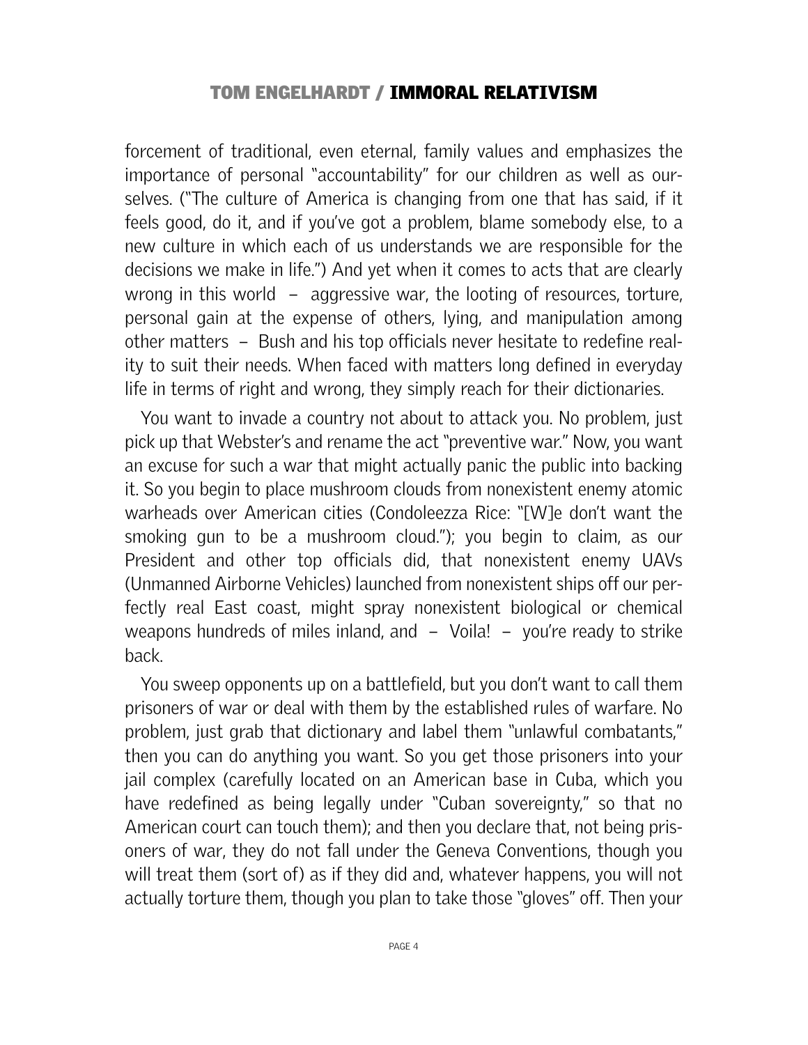forcement of traditional, even eternal, family values and emphasizes the importance of personal "accountability" for our children as well as ourselves. ("The culture of America is changing from one that has said, if it feels good, do it, and if you've got a problem, blame somebody else, to a new culture in which each of us understands we are responsible for the decisions we make in life.") And yet when it comes to acts that are clearly wrong in this world – aggressive war, the looting of resources, torture, personal gain at the expense of others, lying, and manipulation among other matters – Bush and his top officials never hesitate to redefine reality to suit their needs. When faced with matters long defined in everyday life in terms of right and wrong, they simply reach for their dictionaries.

You want to invade a country not about to attack you. No problem, just pick up that Webster's and rename the act "preventive war." Now, you want an excuse for such a war that might actually panic the public into backing it. So you begin to place mushroom clouds from nonexistent enemy atomic warheads over American cities (Condoleezza Rice: "[W]e don't want the smoking gun to be a mushroom cloud."); you begin to claim, as our President and other top officials did, that nonexistent enemy UAVs (Unmanned Airborne Vehicles) launched from nonexistent ships off our perfectly real East coast, might spray nonexistent biological or chemical weapons hundreds of miles inland, and – Voila! – you're ready to strike back.

You sweep opponents up on a battlefield, but you don't want to call them prisoners of war or deal with them by the established rules of warfare. No problem, just grab that dictionary and label them "unlawful combatants," then you can do anything you want. So you get those prisoners into your jail complex (carefully located on an American base in Cuba, which you have redefined as being legally under "Cuban sovereignty," so that no American court can touch them); and then you declare that, not being prisoners of war, they do not fall under the Geneva Conventions, though you will treat them (sort of) as if they did and, whatever happens, you will not actually torture them, though you plan to take those "gloves" off. Then your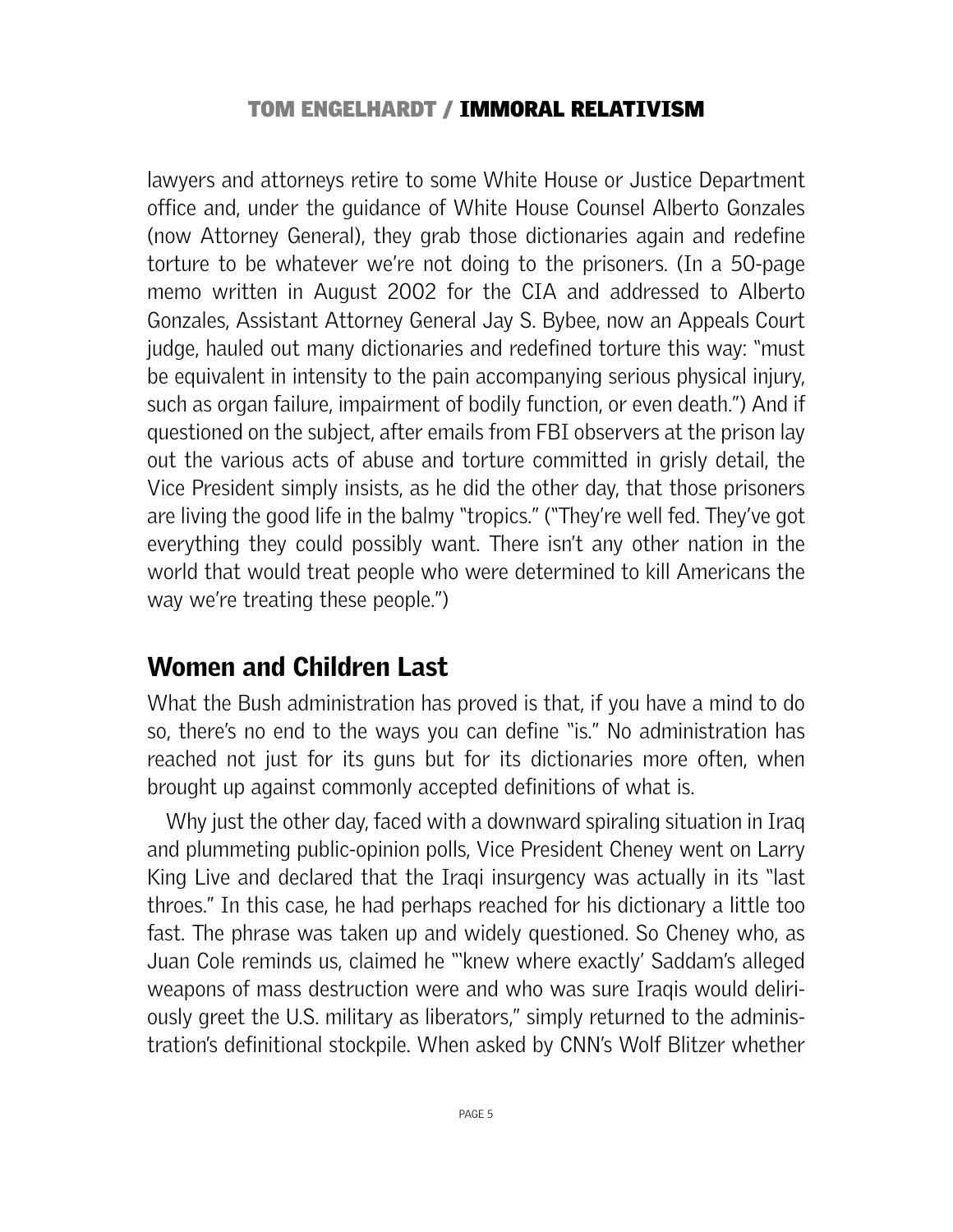lawyers and attorneys retire to some White House or Justice Department office and, under the guidance of White House Counsel Alberto Gonzales (now Attorney General), they grab those dictionaries again and redefine torture to be whatever we're not doing to the prisoners. (In a 50-page memo written in August 2002 for the CIA and addressed to Alberto Gonzales, Assistant Attorney General Jay S. Bybee, now an Appeals Court judge, hauled out many dictionaries and redefined torture this way: "must be equivalent in intensity to the pain accompanying serious physical injury, such as organ failure, impairment of bodily function, or even death.") And if questioned on the subject, after emails from FBI observers at the prison lay out the various acts of abuse and torture committed in grisly detail, the Vice President simply insists, as he did the other day, that those prisoners are living the good life in the balmy "tropics." ("They're well fed. They've got everything they could possibly want. There isn't any other nation in the world that would treat people who were determined to kill Americans the way we're treating these people.")

## Women and Children Last

What the Bush administration has proved is that, if you have a mind to do so, there's no end to the ways you can define "is." No administration has reached not just for its guns but for its dictionaries more often, when brought up against commonly accepted definitions of what is.

Why just the other day, faced with a downward spiraling situation in Iraq and plummeting public-opinion polls, Vice President Cheney went on Larry King Live and declared that the Iraqi insurgency was actually in its "last throes." In this case, he had perhaps reached for his dictionary a little too fast. The phrase was taken up and widely questioned. So Cheney who, as Juan Cole reminds us, claimed he "'knew where exactly' Saddam's alleged weapons of mass destruction were and who was sure Iraqis would deliriously greet the U.S. military as liberators," simply returned to the administration's definitional stockpile. When asked by CNN's Wolf Blitzer whether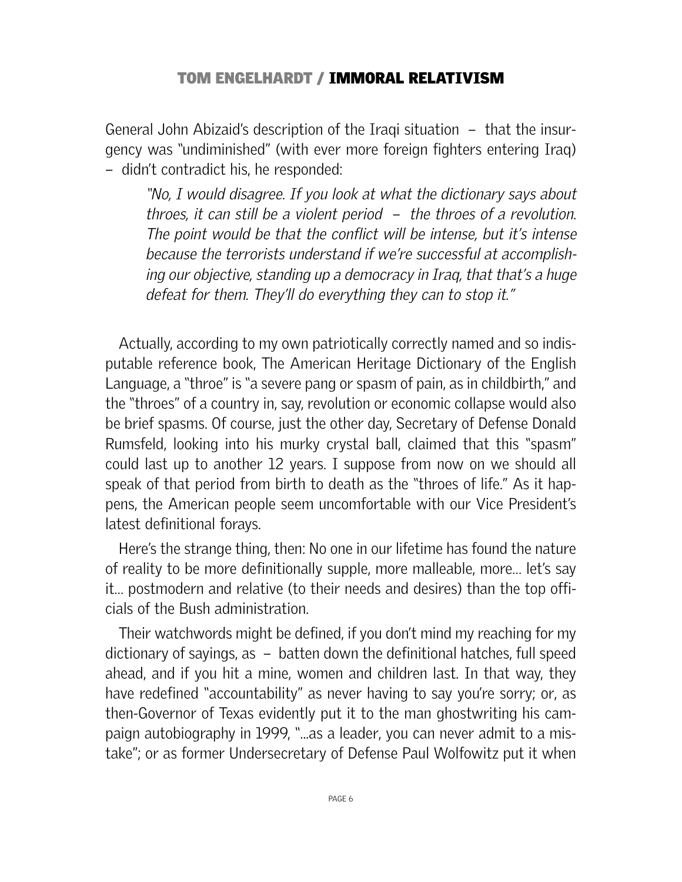General John Abizaid's description of the Iraqi situation – that the insurgency was "undiminished" (with ever more foreign fighters entering Iraq) – didn't contradict his, he responded:

> *"No, I would disagree. If you look at what the dictionary says about throes, it can still be a violent period – the throes of a revolution. The point would be that the conflict will be intense, but it's intense because the terrorists understand if we're successful at accomplishing our objective, standing up a democracy in Iraq, that that's a huge defeat for them. They'll do everything they can to stop it."*

Actually, according to my own patriotically correctly named and so indisputable reference book, The American Heritage Dictionary of the English Language, a "throe" is "a severe pang or spasm of pain, as in childbirth," and the "throes" of a country in, say, revolution or economic collapse would also be brief spasms. Of course, just the other day, Secretary of Defense Donald Rumsfeld, looking into his murky crystal ball, claimed that this "spasm" could last up to another 12 years. I suppose from now on we should all speak of that period from birth to death as the "throes of life." As it happens, the American people seem uncomfortable with our Vice President's latest definitional forays.

Here's the strange thing, then: No one in our lifetime has found the nature of reality to be more definitionally supple, more malleable, more... let's say it... postmodern and relative (to their needs and desires) than the top officials of the Bush administration.

Their watchwords might be defined, if you don't mind my reaching for my dictionary of sayings, as – batten down the definitional hatches, full speed ahead, and if you hit a mine, women and children last. In that way, they have redefined "accountability" as never having to say you're sorry; or, as then-Governor of Texas evidently put it to the man ghostwriting his campaign autobiography in 1999, "...as a leader, you can never admit to a mistake"; or as former Undersecretary of Defense Paul Wolfowitz put it when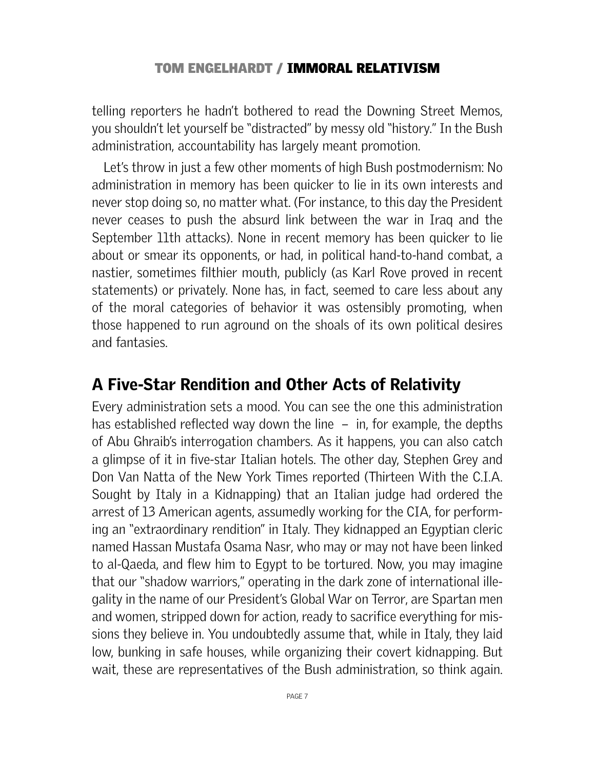telling reporters he hadn't bothered to read the Downing Street Memos, you shouldn't let yourself be "distracted" by messy old "history." In the Bush administration, accountability has largely meant promotion.

Let's throw in just a few other moments of high Bush postmodernism: No administration in memory has been quicker to lie in its own interests and never stop doing so, no matter what. (For instance, to this day the President never ceases to push the absurd link between the war in Iraq and the September 11th attacks). None in recent memory has been quicker to lie about or smear its opponents, or had, in political hand-to-hand combat, a nastier, sometimes filthier mouth, publicly (as Karl Rove proved in recent statements) or privately. None has, in fact, seemed to care less about any of the moral categories of behavior it was ostensibly promoting, when those happened to run aground on the shoals of its own political desires and fantasies.

## A Five-Star Rendition and Other Acts of Relativity

Every administration sets a mood. You can see the one this administration has established reflected way down the line – in, for example, the depths of Abu Ghraib's interrogation chambers. As it happens, you can also catch a glimpse of it in five-star Italian hotels. The other day, Stephen Grey and Don Van Natta of the New York Times reported (Thirteen With the C.I.A. Sought by Italy in a Kidnapping) that an Italian judge had ordered the arrest of 13 American agents, assumedly working for the CIA, for performing an "extraordinary rendition" in Italy. They kidnapped an Egyptian cleric named Hassan Mustafa Osama Nasr, who may or may not have been linked to al-Qaeda, and flew him to Egypt to be tortured. Now, you may imagine that our "shadow warriors," operating in the dark zone of international illegality in the name of our President's Global War on Terror, are Spartan men and women, stripped down for action, ready to sacrifice everything for missions they believe in. You undoubtedly assume that, while in Italy, they laid low, bunking in safe houses, while organizing their covert kidnapping. But wait, these are representatives of the Bush administration, so think again.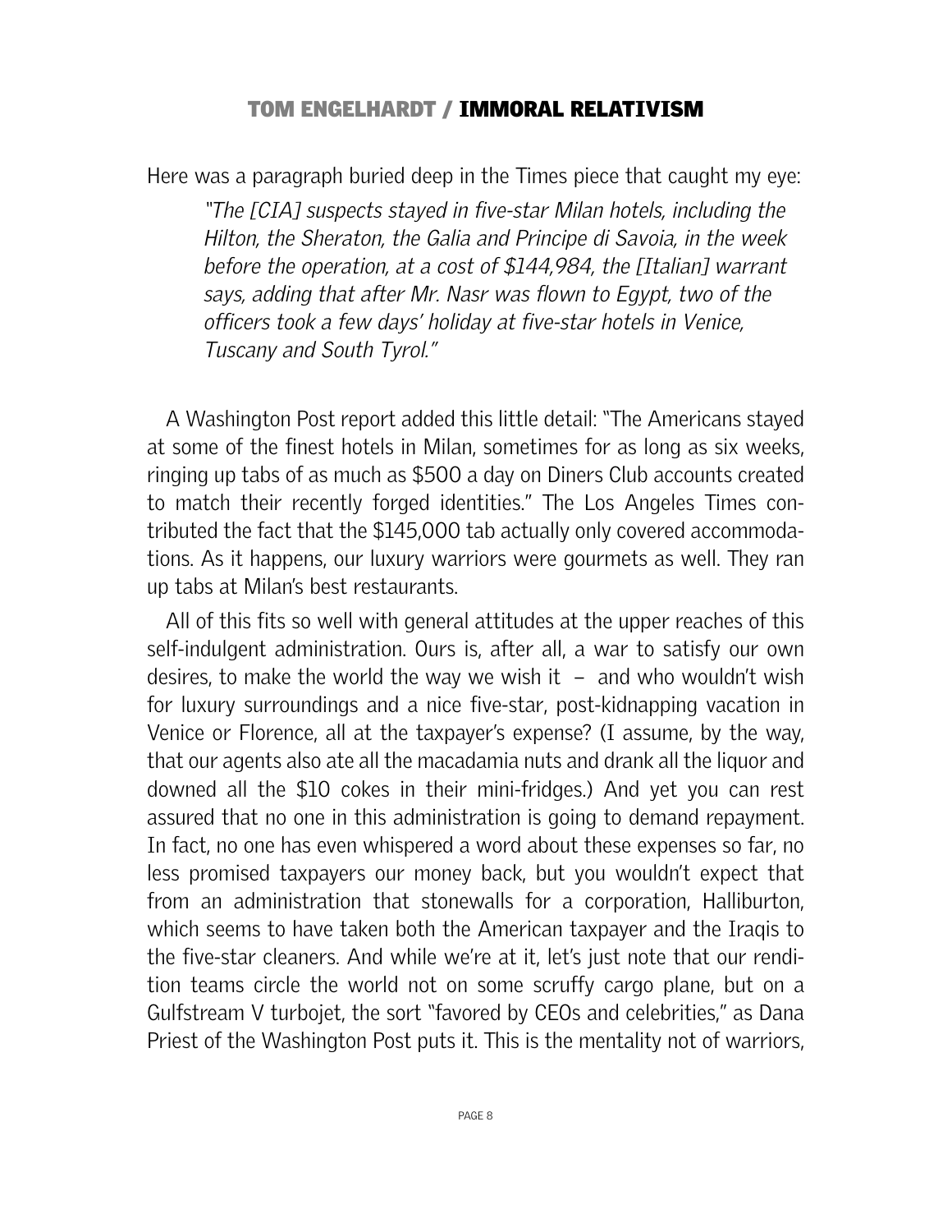Here was a paragraph buried deep in the Times piece that caught my eye:

> *"The [CIA] suspects stayed in five-star Milan hotels, including the Hilton, the Sheraton, the Galia and Principe di Savoia, in the week before the operation, at a cost of $144,984, the [Italian] warrant says, adding that after Mr. Nasr was flown to Egypt, two of the officers took a few days' holiday at five-star hotels in Venice, Tuscany and South Tyrol."*

A Washington Post report added this little detail: "The Americans stayed at some of the finest hotels in Milan, sometimes for as long as six weeks, ringing up tabs of as much as $500 a day on Diners Club accounts created to match their recently forged identities." The Los Angeles Times contributed the fact that the $145,000 tab actually only covered accommodations. As it happens, our luxury warriors were gourmets as well. They ran up tabs at Milan's best restaurants.

All of this fits so well with general attitudes at the upper reaches of this self-indulgent administration. Ours is, after all, a war to satisfy our own desires, to make the world the way we wish it – and who wouldn't wish for luxury surroundings and a nice five-star, post-kidnapping vacation in Venice or Florence, all at the taxpayer's expense? (I assume, by the way, that our agents also ate all the macadamia nuts and drank all the liquor and downed all the $10 cokes in their mini-fridges.) And yet you can rest assured that no one in this administration is going to demand repayment. In fact, no one has even whispered a word about these expenses so far, no less promised taxpayers our money back, but you wouldn't expect that from an administration that stonewalls for a corporation, Halliburton, which seems to have taken both the American taxpayer and the Iraqis to the five-star cleaners. And while we're at it, let's just note that our rendition teams circle the world not on some scruffy cargo plane, but on a Gulfstream V turbojet, the sort "favored by CEOs and celebrities," as Dana Priest of the Washington Post puts it. This is the mentality not of warriors,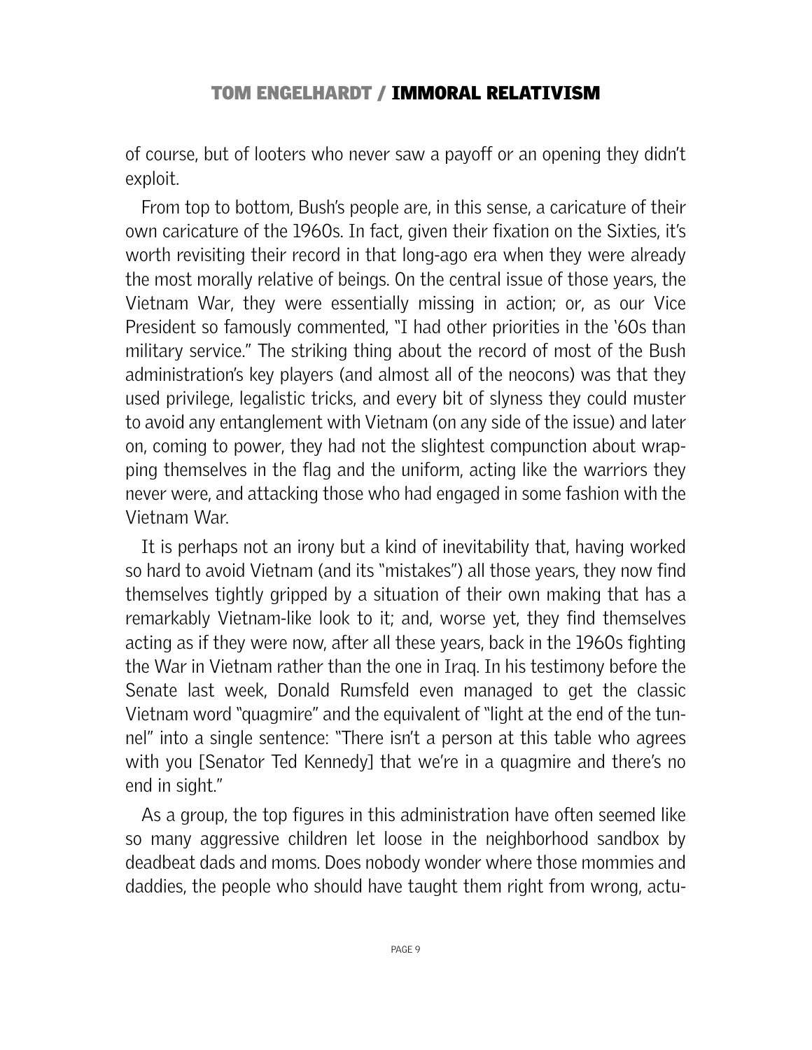of course, but of looters who never saw a payoff or an opening they didn't exploit.

From top to bottom, Bush's people are, in this sense, a caricature of their own caricature of the 1960s. In fact, given their fixation on the Sixties, it's worth revisiting their record in that long-ago era when they were already the most morally relative of beings. On the central issue of those years, the Vietnam War, they were essentially missing in action; or, as our Vice President so famously commented, "I had other priorities in the '60s than military service." The striking thing about the record of most of the Bush administration's key players (and almost all of the neocons) was that they used privilege, legalistic tricks, and every bit of slyness they could muster to avoid any entanglement with Vietnam (on any side of the issue) and later on, coming to power, they had not the slightest compunction about wrapping themselves in the flag and the uniform, acting like the warriors they never were, and attacking those who had engaged in some fashion with the Vietnam War.

It is perhaps not an irony but a kind of inevitability that, having worked so hard to avoid Vietnam (and its "mistakes") all those years, they now find themselves tightly gripped by a situation of their own making that has a remarkably Vietnam-like look to it; and, worse yet, they find themselves acting as if they were now, after all these years, back in the 1960s fighting the War in Vietnam rather than the one in Iraq. In his testimony before the Senate last week, Donald Rumsfeld even managed to get the classic Vietnam word "quagmire" and the equivalent of "light at the end of the tunnel" into a single sentence: "There isn't a person at this table who agrees with you [Senator Ted Kennedy] that we're in a quagmire and there's no end in sight."

As a group, the top figures in this administration have often seemed like so many aggressive children let loose in the neighborhood sandbox by deadbeat dads and moms. Does nobody wonder where those mommies and daddies, the people who should have taught them right from wrong, actu-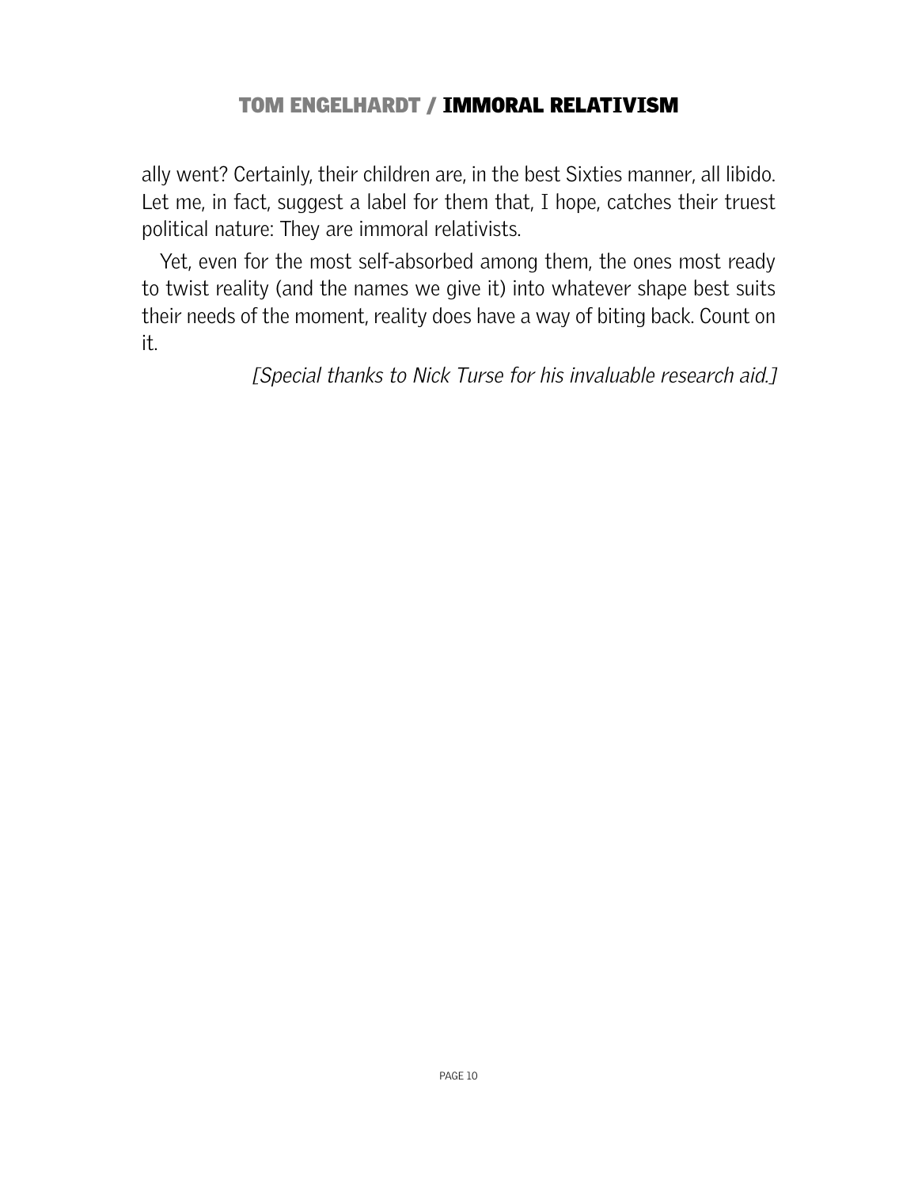ally went? Certainly, their children are, in the best Sixties manner, all libido. Let me, in fact, suggest a label for them that, I hope, catches their truest political nature: They are immoral relativists.

Yet, even for the most self-absorbed among them, the ones most ready to twist reality (and the names we give it) into whatever shape best suits their needs of the moment, reality does have a way of biting back. Count on it.

*[Special thanks to Nick Turse for his invaluable research aid.]*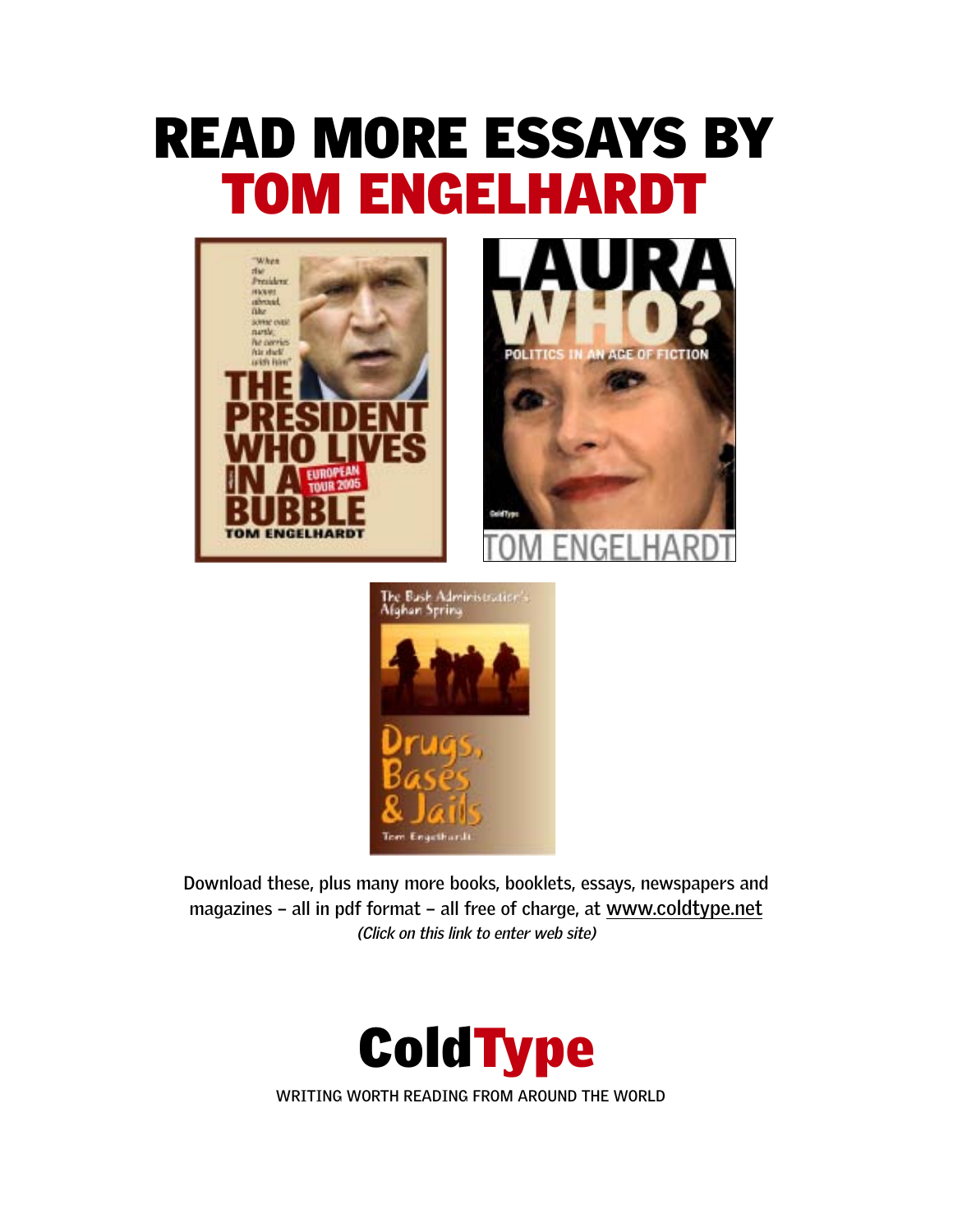# READ MORE ESSAYS BY TOM ENGELHARDT

Download these, plus many more books, booklets, essays, newspapers and magazines – all in pdf format – all free of charge, at www.coldtype.net
*(Click on this link to enter web site)*

**ColdType**

WRITING WORTH READING FROM AROUND THE WORLD